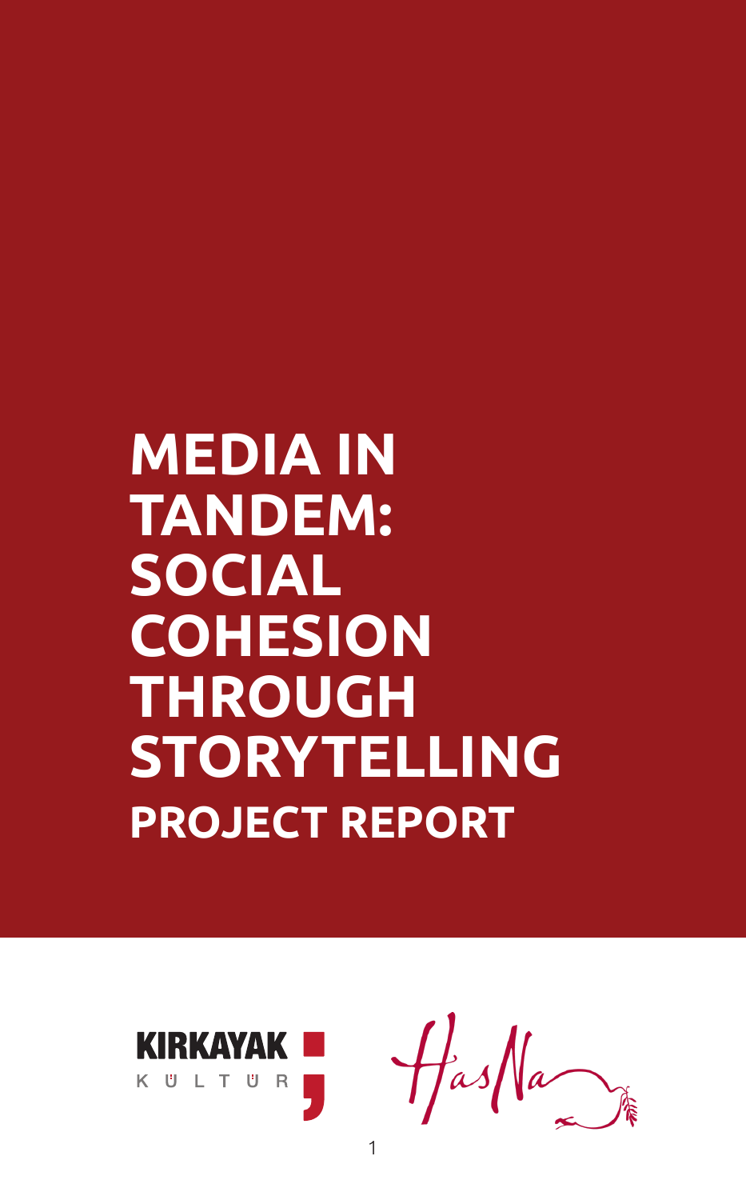# MEDIA IN TANDEM: SOCIAL COHESION THROUGH STORYTELLING

## PROJECT REPORT

KIRKAYAK KÜLTÜR

HasNa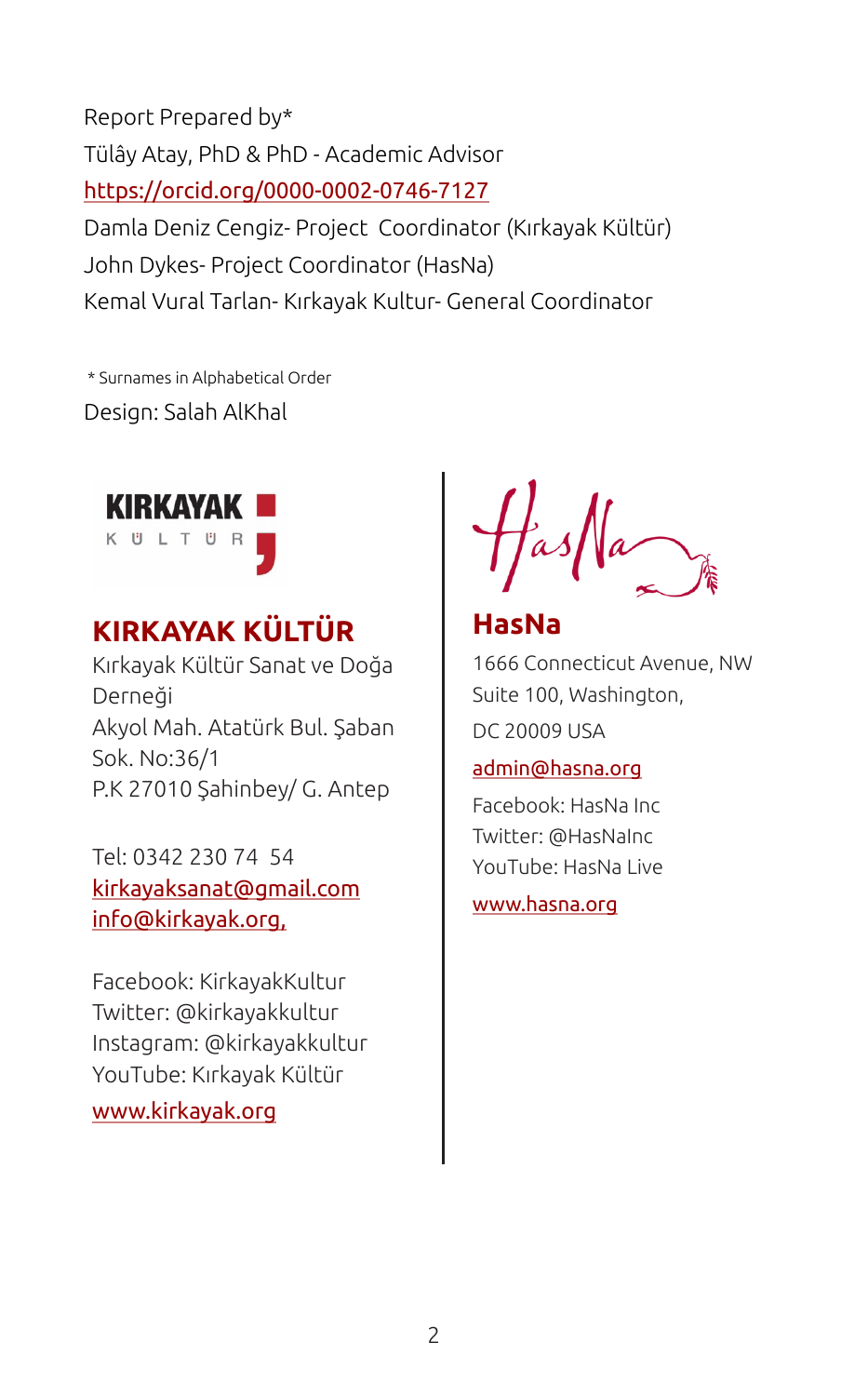Report Prepared by*
Tülây Atay, PhD & PhD - Academic Advisor
https://orcid.org/0000-0002-0746-7127
Damla Deniz Cengiz- Project Coordinator (Kırkayak Kültür)
John Dykes- Project Coordinator (HasNa)
Kemal Vural Tarlan- Kırkayak Kultur- General Coordinator

* Surnames in Alphabetical Order

Design: Salah AlKhal

## KIRKAYAK KÜLTÜR

Kırkayak Kültür Sanat ve Doğa Derneği
Akyol Mah. Atatürk Bul. Şaban Sok. No:36/1
P.K 27010 Şahinbey/ G. Antep

Tel: 0342 230 74 54
kirkayaksanat@gmail.com
info@kirkayak.org,

Facebook: KirkayakKultur
Twitter: @kirkayakkultur
Instagram: @kirkayakkultur
YouTube: Kırkayak Kültür

www.kirkayak.org

## HasNa

1666 Connecticut Avenue, NW
Suite 100, Washington,
DC 20009 USA

admin@hasna.org

Facebook: HasNa Inc
Twitter: @HasNaInc
YouTube: HasNa Live

www.hasna.org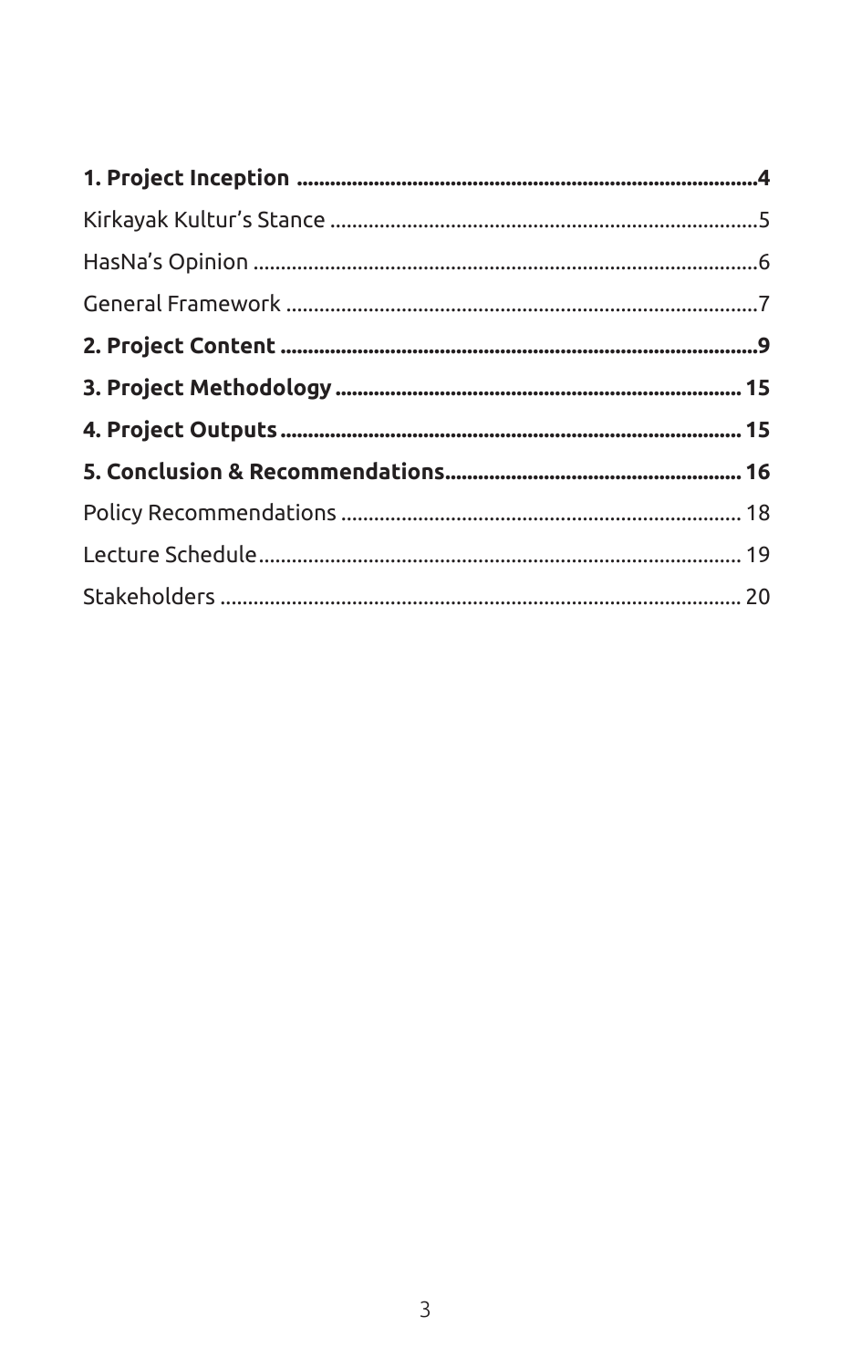**1. Project Inception** ....................................................................................4

Kirkayak Kultur's Stance ..............................................................................5

HasNa's Opinion ............................................................................................6

General Framework .......................................................................................7

**2. Project Content** .......................................................................................9

**3. Project Methodology** ........................................................................... 15

**4. Project Outputs** ..................................................................................... 15

**5. Conclusion & Recommendations**...................................................... 16

Policy Recommendations ......................................................................... 18

Lecture Schedule........................................................................................ 19

Stakeholders .............................................................................................. 20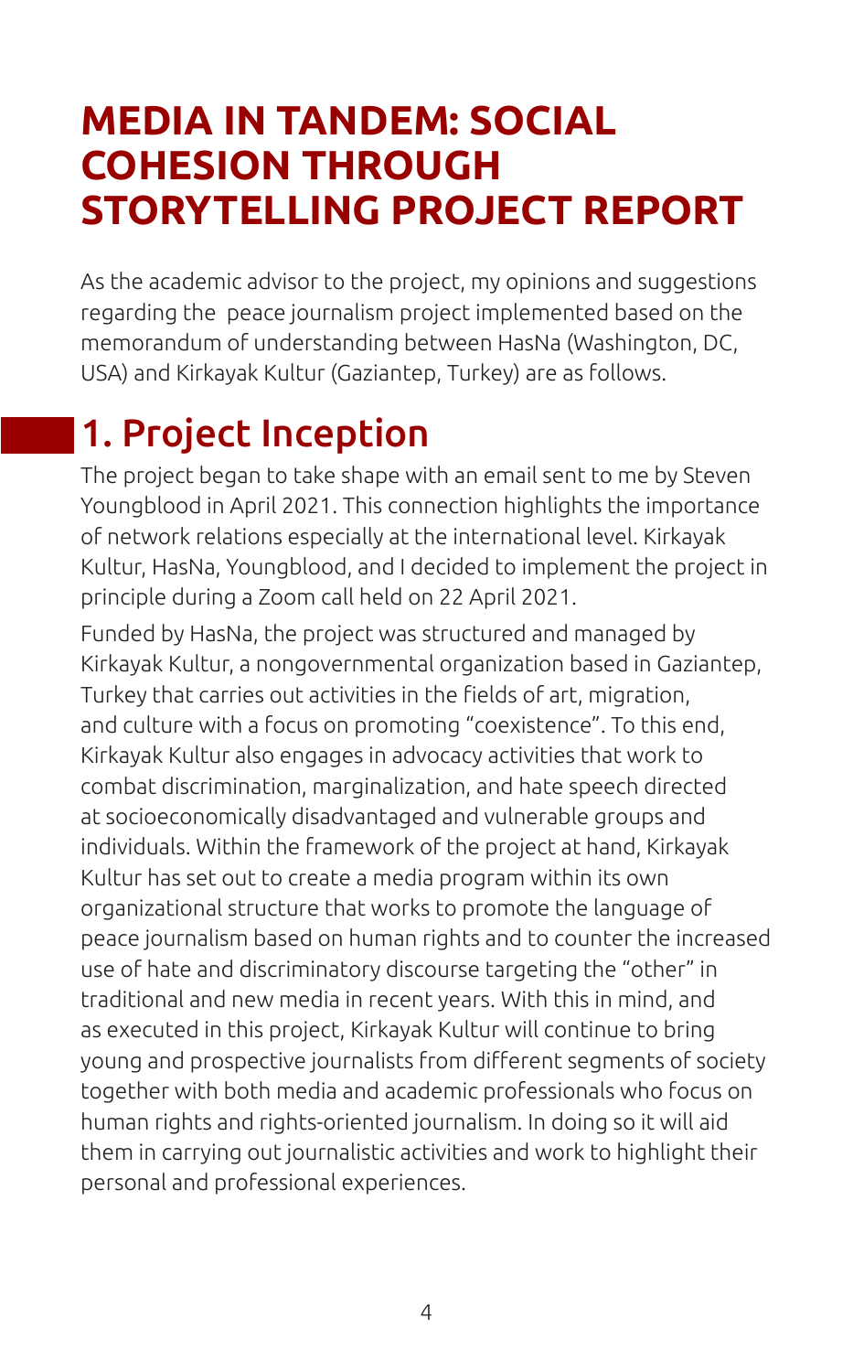# MEDIA IN TANDEM: SOCIAL COHESION THROUGH STORYTELLING PROJECT REPORT

As the academic advisor to the project, my opinions and suggestions regarding the peace journalism project implemented based on the memorandum of understanding between HasNa (Washington, DC, USA) and Kirkayak Kultur (Gaziantep, Turkey) are as follows.

## 1. Project Inception

The project began to take shape with an email sent to me by Steven Youngblood in April 2021. This connection highlights the importance of network relations especially at the international level. Kirkayak Kultur, HasNa, Youngblood, and I decided to implement the project in principle during a Zoom call held on 22 April 2021.

Funded by HasNa, the project was structured and managed by Kirkayak Kultur, a nongovernmental organization based in Gaziantep, Turkey that carries out activities in the fields of art, migration, and culture with a focus on promoting "coexistence". To this end, Kirkayak Kultur also engages in advocacy activities that work to combat discrimination, marginalization, and hate speech directed at socioeconomically disadvantaged and vulnerable groups and individuals. Within the framework of the project at hand, Kirkayak Kultur has set out to create a media program within its own organizational structure that works to promote the language of peace journalism based on human rights and to counter the increased use of hate and discriminatory discourse targeting the "other" in traditional and new media in recent years. With this in mind, and as executed in this project, Kirkayak Kultur will continue to bring young and prospective journalists from different segments of society together with both media and academic professionals who focus on human rights and rights-oriented journalism. In doing so it will aid them in carrying out journalistic activities and work to highlight their personal and professional experiences.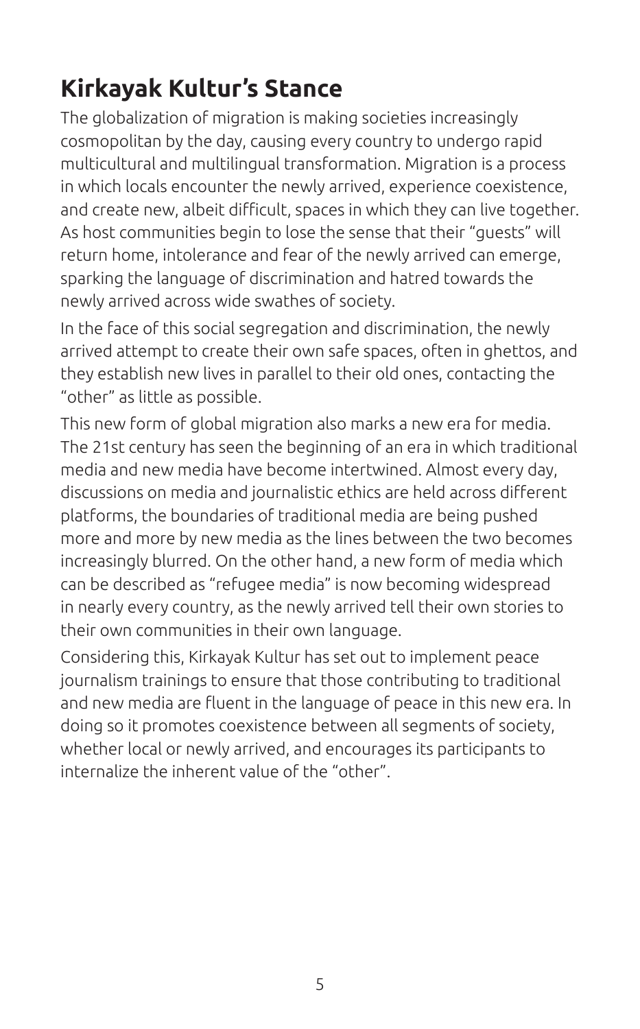## Kirkayak Kultur's Stance

The globalization of migration is making societies increasingly cosmopolitan by the day, causing every country to undergo rapid multicultural and multilingual transformation. Migration is a process in which locals encounter the newly arrived, experience coexistence, and create new, albeit difficult, spaces in which they can live together. As host communities begin to lose the sense that their "guests" will return home, intolerance and fear of the newly arrived can emerge, sparking the language of discrimination and hatred towards the newly arrived across wide swathes of society.

In the face of this social segregation and discrimination, the newly arrived attempt to create their own safe spaces, often in ghettos, and they establish new lives in parallel to their old ones, contacting the "other" as little as possible.

This new form of global migration also marks a new era for media. The 21st century has seen the beginning of an era in which traditional media and new media have become intertwined. Almost every day, discussions on media and journalistic ethics are held across different platforms, the boundaries of traditional media are being pushed more and more by new media as the lines between the two becomes increasingly blurred. On the other hand, a new form of media which can be described as "refugee media" is now becoming widespread in nearly every country, as the newly arrived tell their own stories to their own communities in their own language.

Considering this, Kirkayak Kultur has set out to implement peace journalism trainings to ensure that those contributing to traditional and new media are fluent in the language of peace in this new era. In doing so it promotes coexistence between all segments of society, whether local or newly arrived, and encourages its participants to internalize the inherent value of the "other".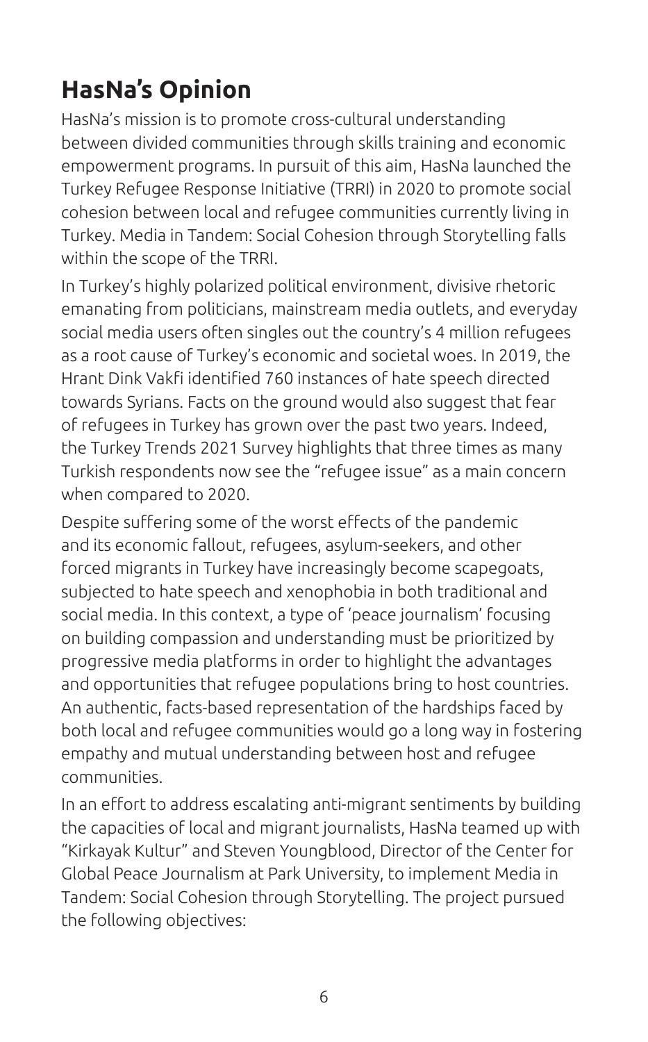## HasNa's Opinion

HasNa's mission is to promote cross-cultural understanding between divided communities through skills training and economic empowerment programs. In pursuit of this aim, HasNa launched the Turkey Refugee Response Initiative (TRRI) in 2020 to promote social cohesion between local and refugee communities currently living in Turkey. Media in Tandem: Social Cohesion through Storytelling falls within the scope of the TRRI.

In Turkey's highly polarized political environment, divisive rhetoric emanating from politicians, mainstream media outlets, and everyday social media users often singles out the country's 4 million refugees as a root cause of Turkey's economic and societal woes. In 2019, the Hrant Dink Vakfi identified 760 instances of hate speech directed towards Syrians. Facts on the ground would also suggest that fear of refugees in Turkey has grown over the past two years. Indeed, the Turkey Trends 2021 Survey highlights that three times as many Turkish respondents now see the "refugee issue" as a main concern when compared to 2020.

Despite suffering some of the worst effects of the pandemic and its economic fallout, refugees, asylum-seekers, and other forced migrants in Turkey have increasingly become scapegoats, subjected to hate speech and xenophobia in both traditional and social media. In this context, a type of 'peace journalism' focusing on building compassion and understanding must be prioritized by progressive media platforms in order to highlight the advantages and opportunities that refugee populations bring to host countries. An authentic, facts-based representation of the hardships faced by both local and refugee communities would go a long way in fostering empathy and mutual understanding between host and refugee communities.

In an effort to address escalating anti-migrant sentiments by building the capacities of local and migrant journalists, HasNa teamed up with "Kirkayak Kultur" and Steven Youngblood, Director of the Center for Global Peace Journalism at Park University, to implement Media in Tandem: Social Cohesion through Storytelling. The project pursued the following objectives: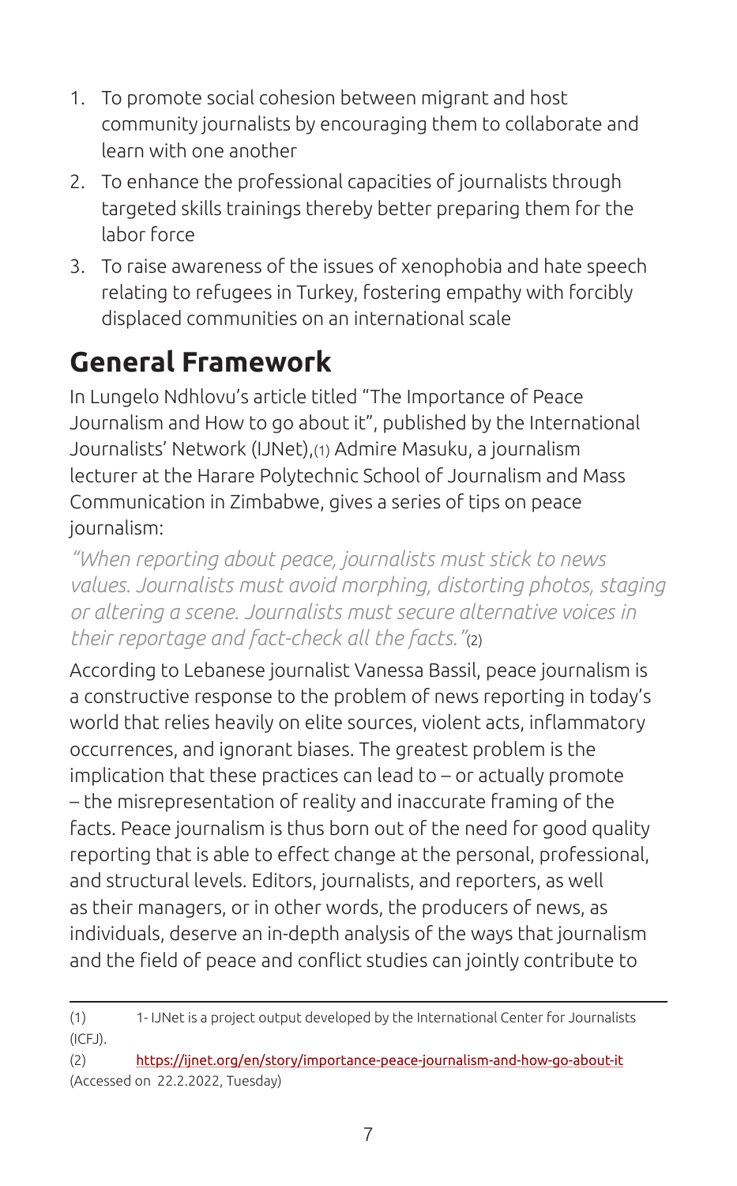1. To promote social cohesion between migrant and host community journalists by encouraging them to collaborate and learn with one another
2. To enhance the professional capacities of journalists through targeted skills trainings thereby better preparing them for the labor force
3. To raise awareness of the issues of xenophobia and hate speech relating to refugees in Turkey, fostering empathy with forcibly displaced communities on an international scale

## General Framework

In Lungelo Ndhlovu's article titled "The Importance of Peace Journalism and How to go about it", published by the International Journalists' Network (IJNet),(1) Admire Masuku, a journalism lecturer at the Harare Polytechnic School of Journalism and Mass Communication in Zimbabwe, gives a series of tips on peace journalism:

*"When reporting about peace, journalists must stick to news values. Journalists must avoid morphing, distorting photos, staging or altering a scene. Journalists must secure alternative voices in their reportage and fact-check all the facts."*(2)

According to Lebanese journalist Vanessa Bassil, peace journalism is a constructive response to the problem of news reporting in today's world that relies heavily on elite sources, violent acts, inflammatory occurrences, and ignorant biases. The greatest problem is the implication that these practices can lead to – or actually promote – the misrepresentation of reality and inaccurate framing of the facts. Peace journalism is thus born out of the need for good quality reporting that is able to effect change at the personal, professional, and structural levels. Editors, journalists, and reporters, as well as their managers, or in other words, the producers of news, as individuals, deserve an in-depth analysis of the ways that journalism and the field of peace and conflict studies can jointly contribute to

---

(1) 1- IJNet is a project output developed by the International Center for Journalists (ICFJ).

(2) https://ijnet.org/en/story/importance-peace-journalism-and-how-go-about-it (Accessed on 22.2.2022, Tuesday)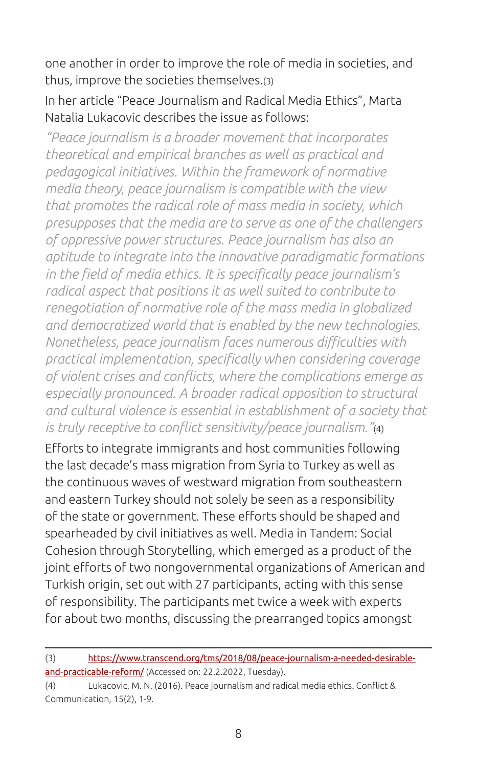one another in order to improve the role of media in societies, and thus, improve the societies themselves.[3]

In her article "Peace Journalism and Radical Media Ethics", Marta Natalia Lukacovic describes the issue as follows:

*"Peace journalism is a broader movement that incorporates theoretical and empirical branches as well as practical and pedagogical initiatives. Within the framework of normative media theory, peace journalism is compatible with the view that promotes the radical role of mass media in society, which presupposes that the media are to serve as one of the challengers of oppressive power structures. Peace journalism has also an aptitude to integrate into the innovative paradigmatic formations in the field of media ethics. It is specifically peace journalism's radical aspect that positions it as well suited to contribute to renegotiation of normative role of the mass media in globalized and democratized world that is enabled by the new technologies. Nonetheless, peace journalism faces numerous difficulties with practical implementation, specifically when considering coverage of violent crises and conflicts, where the complications emerge as especially pronounced. A broader radical opposition to structural and cultural violence is essential in establishment of a society that is truly receptive to conflict sensitivity/peace journalism."*[4]

Efforts to integrate immigrants and host communities following the last decade's mass migration from Syria to Turkey as well as the continuous waves of westward migration from southeastern and eastern Turkey should not solely be seen as a responsibility of the state or government. These efforts should be shaped and spearheaded by civil initiatives as well. Media in Tandem: Social Cohesion through Storytelling, which emerged as a product of the joint efforts of two nongovernmental organizations of American and Turkish origin, set out with 27 participants, acting with this sense of responsibility. The participants met twice a week with experts for about two months, discussing the prearranged topics amongst

---

(3) https://www.transcend.org/tms/2018/08/peace-journalism-a-needed-desirable-and-practicable-reform/ (Accessed on: 22.2.2022, Tuesday).

(4) Lukacovic, M. N. (2016). Peace journalism and radical media ethics. Conflict & Communication, 15(2), 1-9.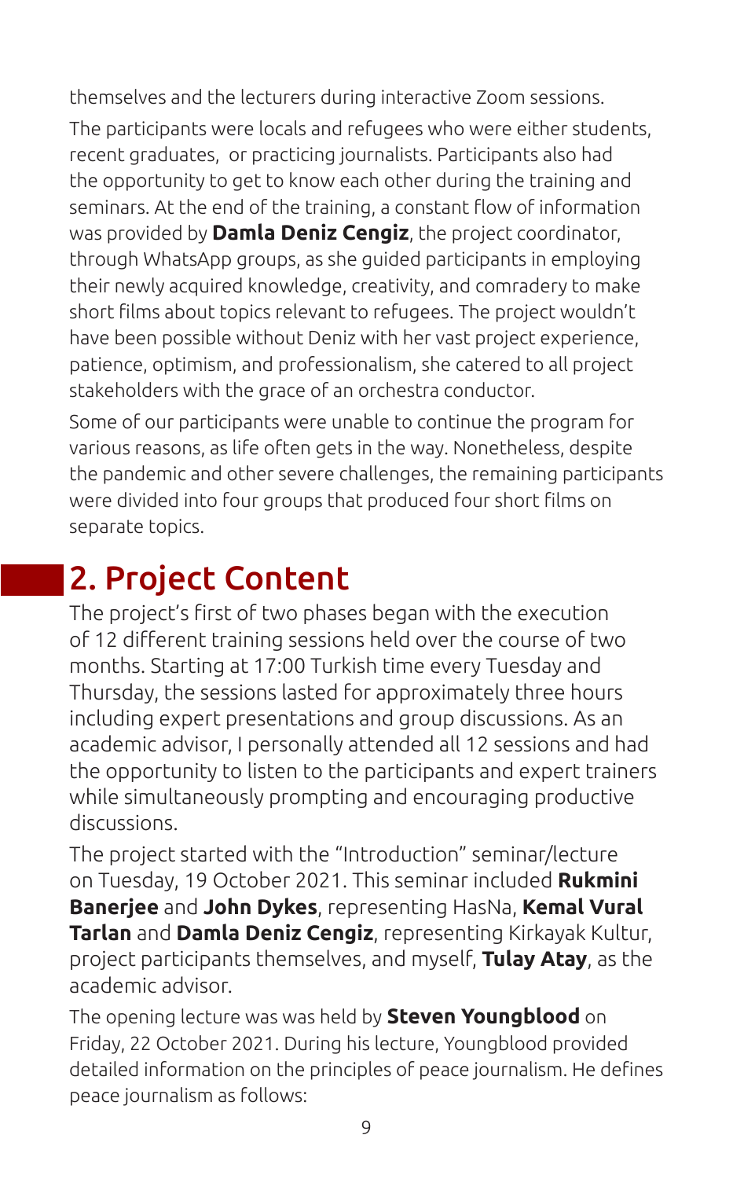themselves and the lecturers during interactive Zoom sessions.

The participants were locals and refugees who were either students, recent graduates,  or practicing journalists. Participants also had the opportunity to get to know each other during the training and seminars. At the end of the training, a constant flow of information was provided by **Damla Deniz Cengiz**, the project coordinator, through WhatsApp groups, as she guided participants in employing their newly acquired knowledge, creativity, and comradery to make short films about topics relevant to refugees. The project wouldn't have been possible without Deniz with her vast project experience, patience, optimism, and professionalism, she catered to all project stakeholders with the grace of an orchestra conductor.

Some of our participants were unable to continue the program for various reasons, as life often gets in the way. Nonetheless, despite the pandemic and other severe challenges, the remaining participants were divided into four groups that produced four short films on separate topics.

## 2. Project Content

The project's first of two phases began with the execution of 12 different training sessions held over the course of two months. Starting at 17:00 Turkish time every Tuesday and Thursday, the sessions lasted for approximately three hours including expert presentations and group discussions. As an academic advisor, I personally attended all 12 sessions and had the opportunity to listen to the participants and expert trainers while simultaneously prompting and encouraging productive discussions.

The project started with the "Introduction" seminar/lecture on Tuesday, 19 October 2021. This seminar included **Rukmini Banerjee** and **John Dykes**, representing HasNa, **Kemal Vural Tarlan** and **Damla Deniz Cengiz**, representing Kirkayak Kultur, project participants themselves, and myself, **Tulay Atay**, as the academic advisor.

The opening lecture was was held by **Steven Youngblood** on Friday, 22 October 2021. During his lecture, Youngblood provided detailed information on the principles of peace journalism. He defines peace journalism as follows: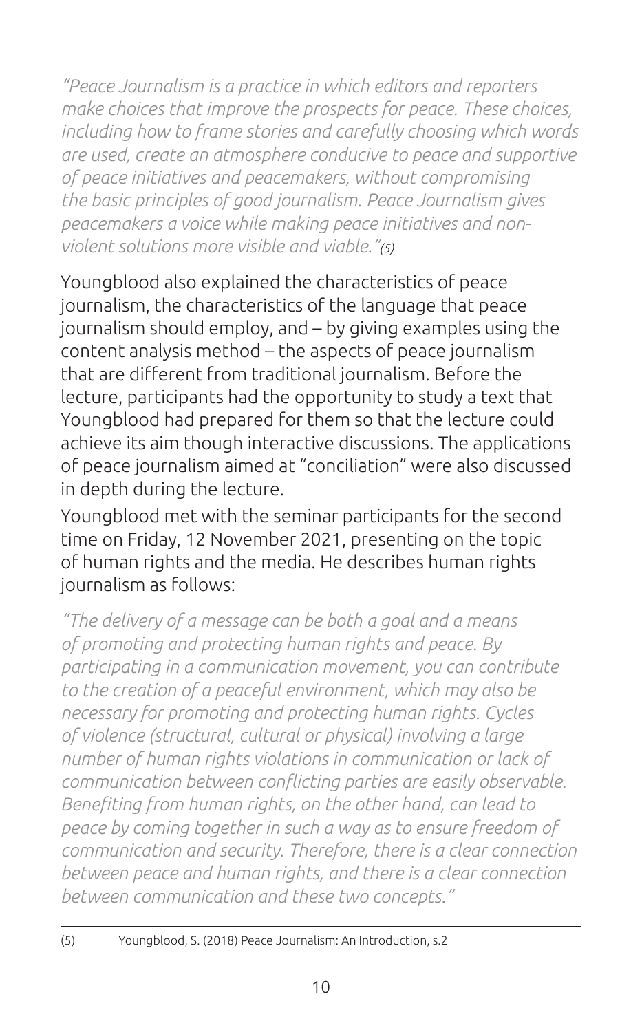*"Peace Journalism is a practice in which editors and reporters make choices that improve the prospects for peace. These choices, including how to frame stories and carefully choosing which words are used, create an atmosphere conducive to peace and supportive of peace initiatives and peacemakers, without compromising the basic principles of good journalism. Peace Journalism gives peacemakers a voice while making peace initiatives and non-violent solutions more visible and viable."*(5)

Youngblood also explained the characteristics of peace journalism, the characteristics of the language that peace journalism should employ, and – by giving examples using the content analysis method – the aspects of peace journalism that are different from traditional journalism. Before the lecture, participants had the opportunity to study a text that Youngblood had prepared for them so that the lecture could achieve its aim though interactive discussions. The applications of peace journalism aimed at "conciliation" were also discussed in depth during the lecture.

Youngblood met with the seminar participants for the second time on Friday, 12 November 2021, presenting on the topic of human rights and the media. He describes human rights journalism as follows:

*"The delivery of a message can be both a goal and a means of promoting and protecting human rights and peace. By participating in a communication movement, you can contribute to the creation of a peaceful environment, which may also be necessary for promoting and protecting human rights. Cycles of violence (structural, cultural or physical) involving a large number of human rights violations in communication or lack of communication between conflicting parties are easily observable. Benefiting from human rights, on the other hand, can lead to peace by coming together in such a way as to ensure freedom of communication and security. Therefore, there is a clear connection between peace and human rights, and there is a clear connection between communication and these two concepts."*

---

(5) Youngblood, S. (2018) Peace Journalism: An Introduction, s.2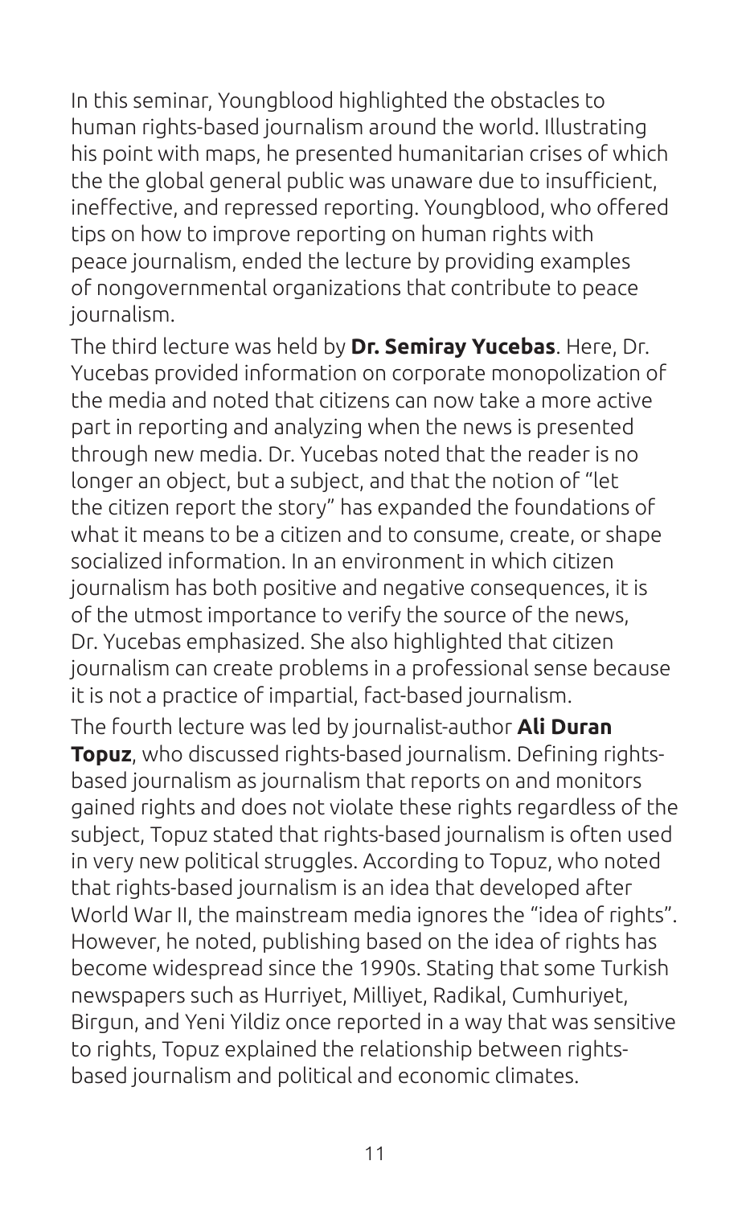In this seminar, Youngblood highlighted the obstacles to human rights-based journalism around the world. Illustrating his point with maps, he presented humanitarian crises of which the the global general public was unaware due to insufficient, ineffective, and repressed reporting. Youngblood, who offered tips on how to improve reporting on human rights with peace journalism, ended the lecture by providing examples of nongovernmental organizations that contribute to peace journalism.

The third lecture was held by **Dr. Semiray Yucebas**. Here, Dr. Yucebas provided information on corporate monopolization of the media and noted that citizens can now take a more active part in reporting and analyzing when the news is presented through new media. Dr. Yucebas noted that the reader is no longer an object, but a subject, and that the notion of "let the citizen report the story" has expanded the foundations of what it means to be a citizen and to consume, create, or shape socialized information. In an environment in which citizen journalism has both positive and negative consequences, it is of the utmost importance to verify the source of the news, Dr. Yucebas emphasized. She also highlighted that citizen journalism can create problems in a professional sense because it is not a practice of impartial, fact-based journalism.

The fourth lecture was led by journalist-author **Ali Duran Topuz**, who discussed rights-based journalism. Defining rights-based journalism as journalism that reports on and monitors gained rights and does not violate these rights regardless of the subject, Topuz stated that rights-based journalism is often used in very new political struggles. According to Topuz, who noted that rights-based journalism is an idea that developed after World War II, the mainstream media ignores the "idea of rights". However, he noted, publishing based on the idea of rights has become widespread since the 1990s. Stating that some Turkish newspapers such as Hurriyet, Milliyet, Radikal, Cumhuriyet, Birgun, and Yeni Yildiz once reported in a way that was sensitive to rights, Topuz explained the relationship between rights-based journalism and political and economic climates.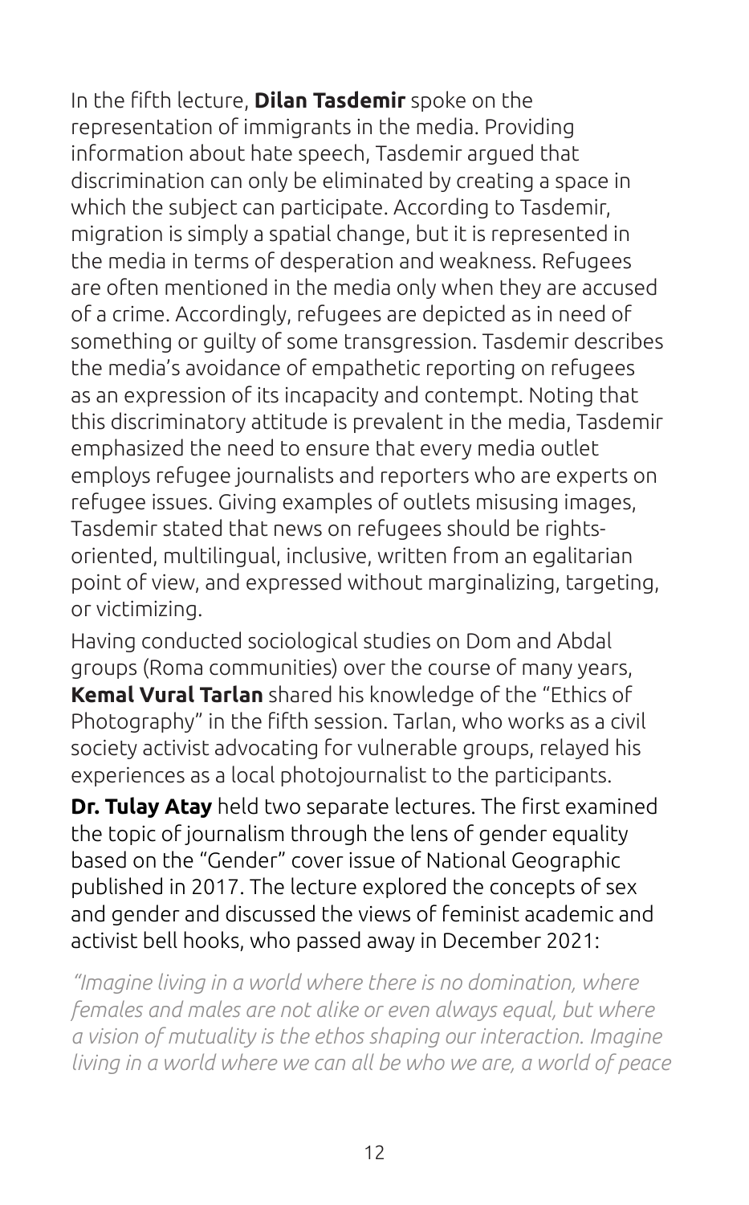In the fifth lecture, **Dilan Tasdemir** spoke on the representation of immigrants in the media. Providing information about hate speech, Tasdemir argued that discrimination can only be eliminated by creating a space in which the subject can participate. According to Tasdemir, migration is simply a spatial change, but it is represented in the media in terms of desperation and weakness. Refugees are often mentioned in the media only when they are accused of a crime. Accordingly, refugees are depicted as in need of something or guilty of some transgression. Tasdemir describes the media's avoidance of empathetic reporting on refugees as an expression of its incapacity and contempt. Noting that this discriminatory attitude is prevalent in the media, Tasdemir emphasized the need to ensure that every media outlet employs refugee journalists and reporters who are experts on refugee issues. Giving examples of outlets misusing images, Tasdemir stated that news on refugees should be rights-oriented, multilingual, inclusive, written from an egalitarian point of view, and expressed without marginalizing, targeting, or victimizing.

Having conducted sociological studies on Dom and Abdal groups (Roma communities) over the course of many years, **Kemal Vural Tarlan** shared his knowledge of the "Ethics of Photography" in the fifth session. Tarlan, who works as a civil society activist advocating for vulnerable groups, relayed his experiences as a local photojournalist to the participants.

**Dr. Tulay Atay** held two separate lectures. The first examined the topic of journalism through the lens of gender equality based on the "Gender" cover issue of National Geographic published in 2017. The lecture explored the concepts of sex and gender and discussed the views of feminist academic and activist bell hooks, who passed away in December 2021:

*"Imagine living in a world where there is no domination, where females and males are not alike or even always equal, but where a vision of mutuality is the ethos shaping our interaction. Imagine living in a world where we can all be who we are, a world of peace*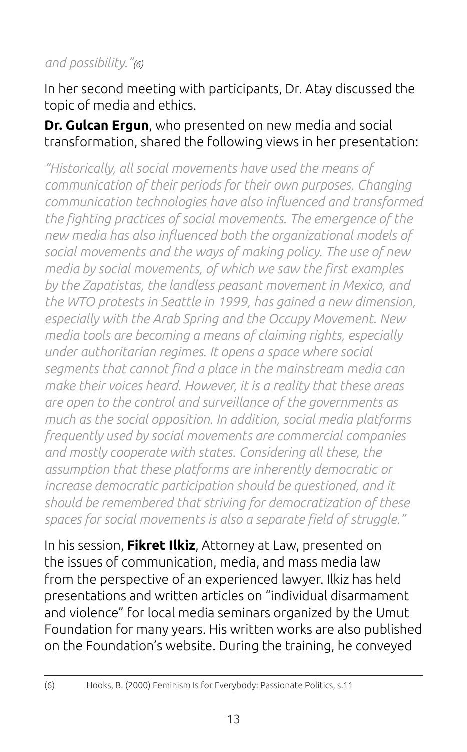*and possibility."*[6]

In her second meeting with participants, Dr. Atay discussed the topic of media and ethics.

**Dr. Gulcan Ergun**, who presented on new media and social transformation, shared the following views in her presentation:

*"Historically, all social movements have used the means of communication of their periods for their own purposes. Changing communication technologies have also influenced and transformed the fighting practices of social movements. The emergence of the new media has also influenced both the organizational models of social movements and the ways of making policy. The use of new media by social movements, of which we saw the first examples by the Zapatistas, the landless peasant movement in Mexico, and the WTO protests in Seattle in 1999, has gained a new dimension, especially with the Arab Spring and the Occupy Movement. New media tools are becoming a means of claiming rights, especially under authoritarian regimes. It opens a space where social segments that cannot find a place in the mainstream media can make their voices heard. However, it is a reality that these areas are open to the control and surveillance of the governments as much as the social opposition. In addition, social media platforms frequently used by social movements are commercial companies and mostly cooperate with states. Considering all these, the assumption that these platforms are inherently democratic or increase democratic participation should be questioned, and it should be remembered that striving for democratization of these spaces for social movements is also a separate field of struggle."*

In his session, **Fikret Ilkiz**, Attorney at Law, presented on the issues of communication, media, and mass media law from the perspective of an experienced lawyer. Ilkiz has held presentations and written articles on "individual disarmament and violence" for local media seminars organized by the Umut Foundation for many years. His written works are also published on the Foundation's website. During the training, he conveyed

---

(6) Hooks, B. (2000) Feminism Is for Everybody: Passionate Politics, s.11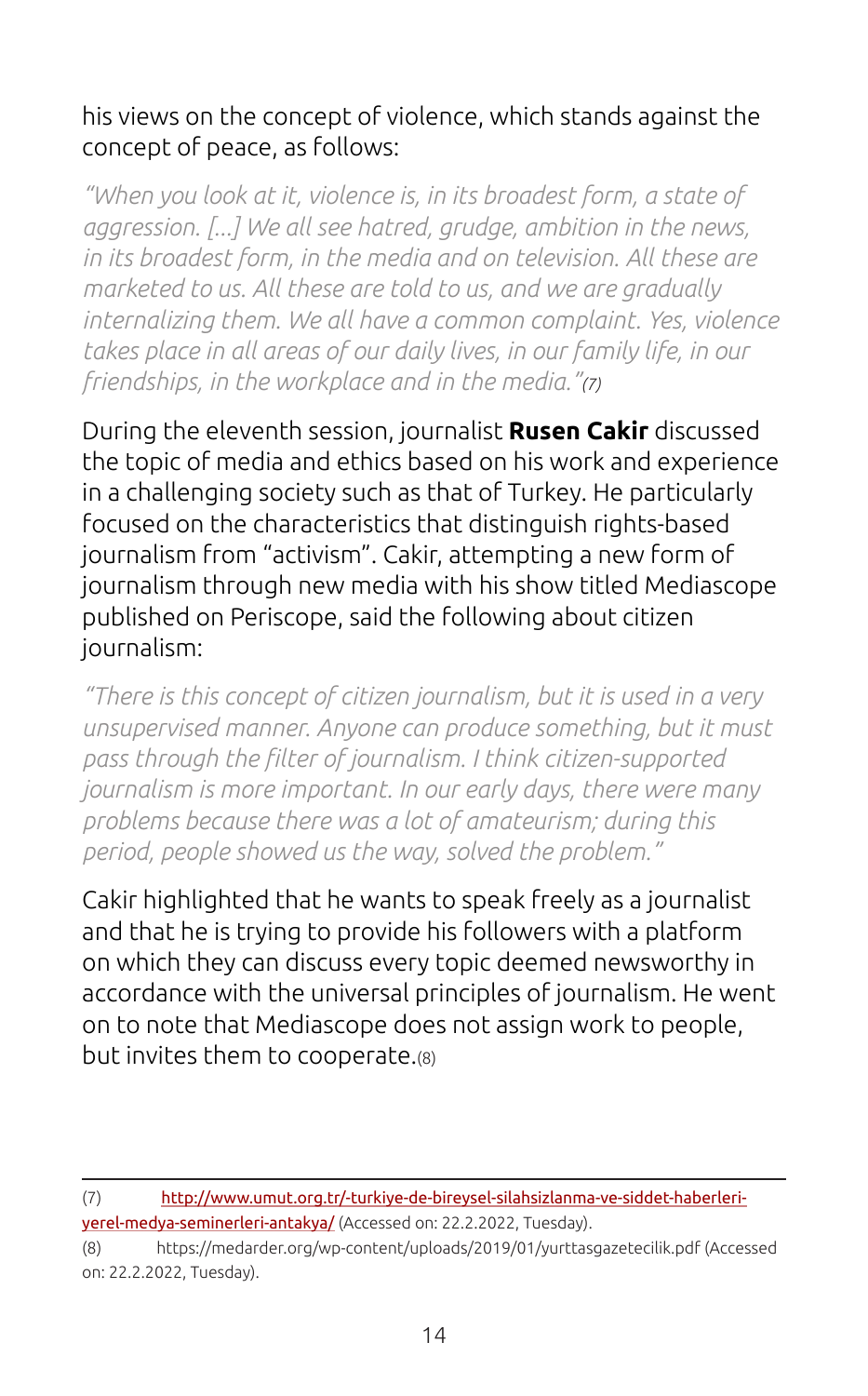his views on the concept of violence, which stands against the concept of peace, as follows:

*"When you look at it, violence is, in its broadest form, a state of aggression. [...] We all see hatred, grudge, ambition in the news, in its broadest form, in the media and on television. All these are marketed to us. All these are told to us, and we are gradually internalizing them. We all have a common complaint. Yes, violence takes place in all areas of our daily lives, in our family life, in our friendships, in the workplace and in the media."(7)*

During the eleventh session, journalist **Rusen Cakir** discussed the topic of media and ethics based on his work and experience in a challenging society such as that of Turkey. He particularly focused on the characteristics that distinguish rights-based journalism from "activism". Cakir, attempting a new form of journalism through new media with his show titled Mediascope published on Periscope, said the following about citizen journalism:

*"There is this concept of citizen journalism, but it is used in a very unsupervised manner. Anyone can produce something, but it must pass through the filter of journalism. I think citizen-supported journalism is more important. In our early days, there were many problems because there was a lot of amateurism; during this period, people showed us the way, solved the problem."*

Cakir highlighted that he wants to speak freely as a journalist and that he is trying to provide his followers with a platform on which they can discuss every topic deemed newsworthy in accordance with the universal principles of journalism. He went on to note that Mediascope does not assign work to people, but invites them to cooperate.(8)

---

(7) [http://www.umut.org.tr/-turkiye-de-bireysel-silahsizlanma-ve-siddet-haberleri-yerel-medya-seminerleri-antakya/](http://www.umut.org.tr/-turkiye-de-bireysel-silahsizlanma-ve-siddet-haberleri-yerel-medya-seminerleri-antakya/) (Accessed on: 22.2.2022, Tuesday).

(8) https://medarder.org/wp-content/uploads/2019/01/yurttasgazetecilik.pdf (Accessed on: 22.2.2022, Tuesday).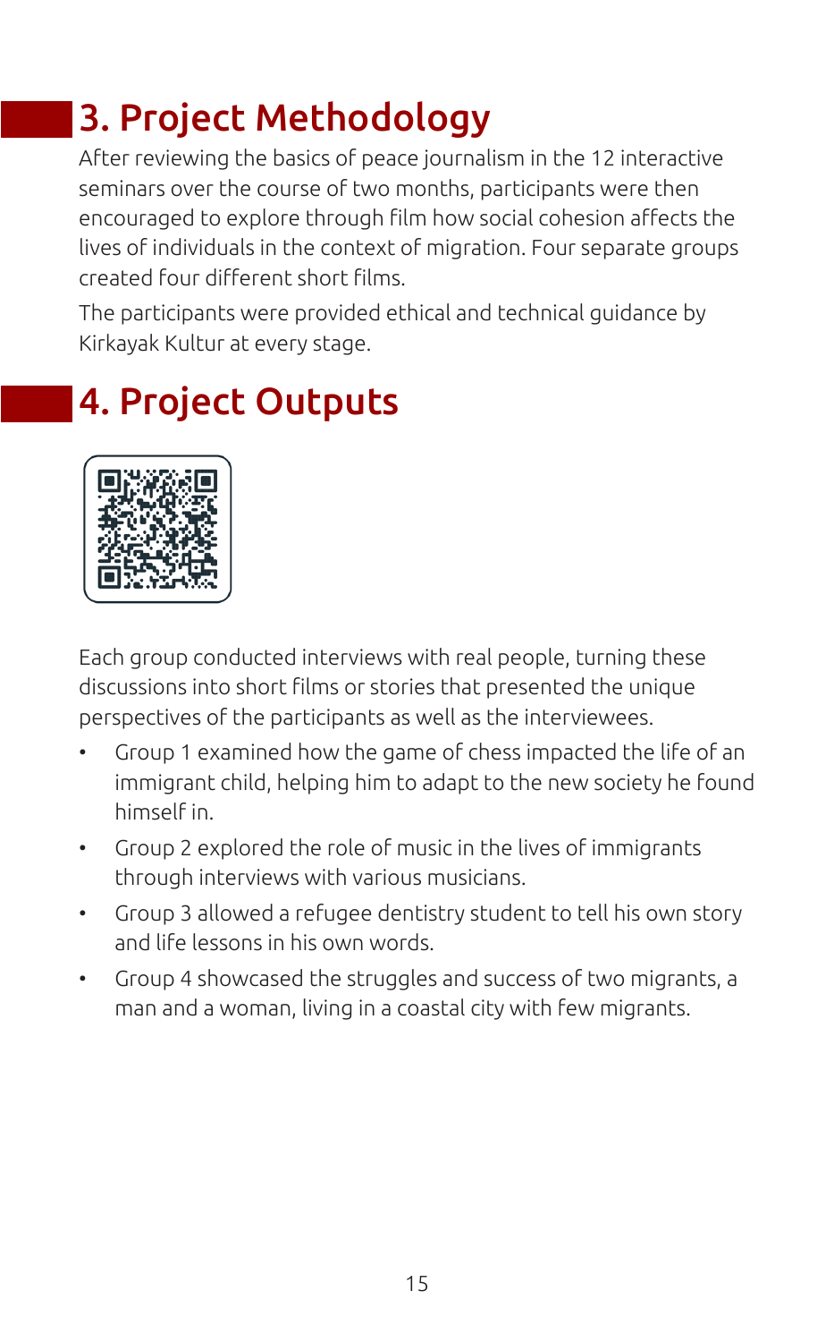# 3. Project Methodology

After reviewing the basics of peace journalism in the 12 interactive seminars over the course of two months, participants were then encouraged to explore through film how social cohesion affects the lives of individuals in the context of migration. Four separate groups created four different short films.

The participants were provided ethical and technical guidance by Kirkayak Kultur at every stage.

# 4. Project Outputs

Each group conducted interviews with real people, turning these discussions into short films or stories that presented the unique perspectives of the participants as well as the interviewees.

- Group 1 examined how the game of chess impacted the life of an immigrant child, helping him to adapt to the new society he found himself in.
- Group 2 explored the role of music in the lives of immigrants through interviews with various musicians.
- Group 3 allowed a refugee dentistry student to tell his own story and life lessons in his own words.
- Group 4 showcased the struggles and success of two migrants, a man and a woman, living in a coastal city with few migrants.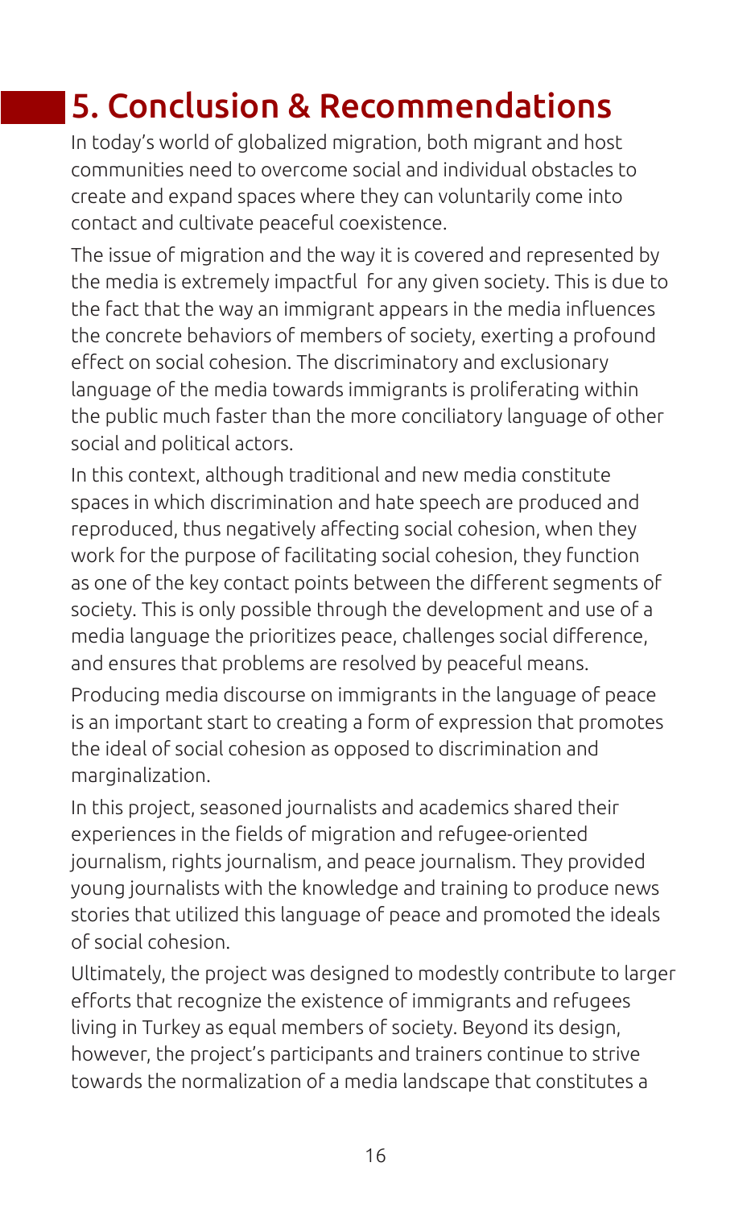# 5. Conclusion & Recommendations

In today's world of globalized migration, both migrant and host communities need to overcome social and individual obstacles to create and expand spaces where they can voluntarily come into contact and cultivate peaceful coexistence.

The issue of migration and the way it is covered and represented by the media is extremely impactful for any given society. This is due to the fact that the way an immigrant appears in the media influences the concrete behaviors of members of society, exerting a profound effect on social cohesion. The discriminatory and exclusionary language of the media towards immigrants is proliferating within the public much faster than the more conciliatory language of other social and political actors.

In this context, although traditional and new media constitute spaces in which discrimination and hate speech are produced and reproduced, thus negatively affecting social cohesion, when they work for the purpose of facilitating social cohesion, they function as one of the key contact points between the different segments of society. This is only possible through the development and use of a media language the prioritizes peace, challenges social difference, and ensures that problems are resolved by peaceful means.

Producing media discourse on immigrants in the language of peace is an important start to creating a form of expression that promotes the ideal of social cohesion as opposed to discrimination and marginalization.

In this project, seasoned journalists and academics shared their experiences in the fields of migration and refugee-oriented journalism, rights journalism, and peace journalism. They provided young journalists with the knowledge and training to produce news stories that utilized this language of peace and promoted the ideals of social cohesion.

Ultimately, the project was designed to modestly contribute to larger efforts that recognize the existence of immigrants and refugees living in Turkey as equal members of society. Beyond its design, however, the project's participants and trainers continue to strive towards the normalization of a media landscape that constitutes a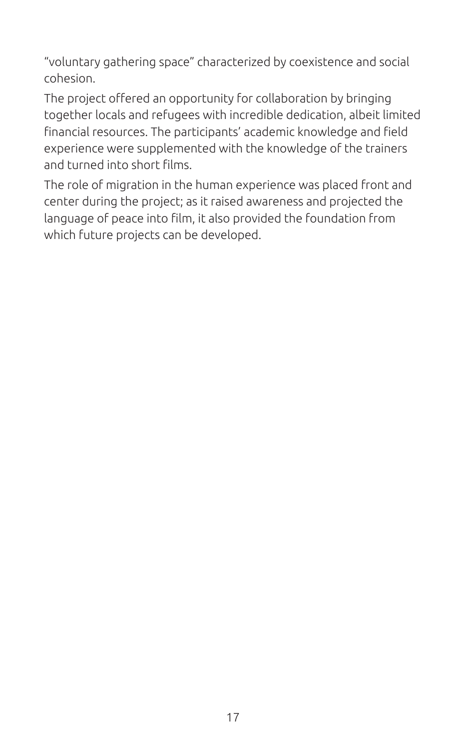"voluntary gathering space" characterized by coexistence and social cohesion.

The project offered an opportunity for collaboration by bringing together locals and refugees with incredible dedication, albeit limited financial resources. The participants' academic knowledge and field experience were supplemented with the knowledge of the trainers and turned into short films.

The role of migration in the human experience was placed front and center during the project; as it raised awareness and projected the language of peace into film, it also provided the foundation from which future projects can be developed.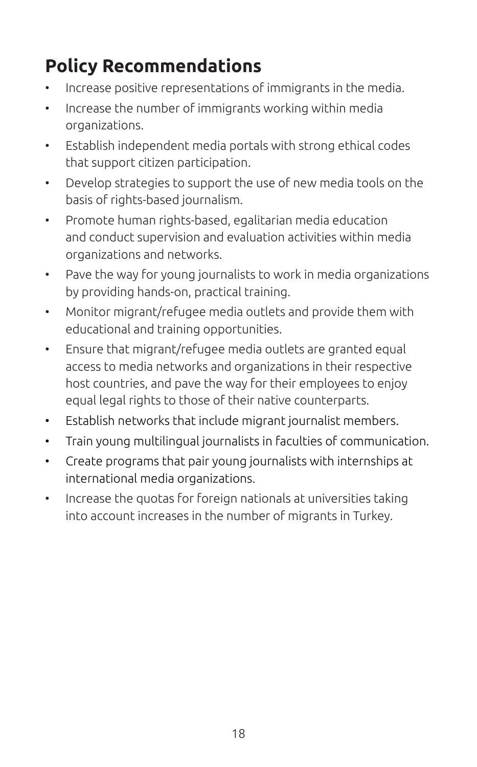## Policy Recommendations

- Increase positive representations of immigrants in the media.
- Increase the number of immigrants working within media organizations.
- Establish independent media portals with strong ethical codes that support citizen participation.
- Develop strategies to support the use of new media tools on the basis of rights-based journalism.
- Promote human rights-based, egalitarian media education and conduct supervision and evaluation activities within media organizations and networks.
- Pave the way for young journalists to work in media organizations by providing hands-on, practical training.
- Monitor migrant/refugee media outlets and provide them with educational and training opportunities.
- Ensure that migrant/refugee media outlets are granted equal access to media networks and organizations in their respective host countries, and pave the way for their employees to enjoy equal legal rights to those of their native counterparts.
- Establish networks that include migrant journalist members.
- Train young multilingual journalists in faculties of communication.
- Create programs that pair young journalists with internships at international media organizations.
- Increase the quotas for foreign nationals at universities taking into account increases in the number of migrants in Turkey.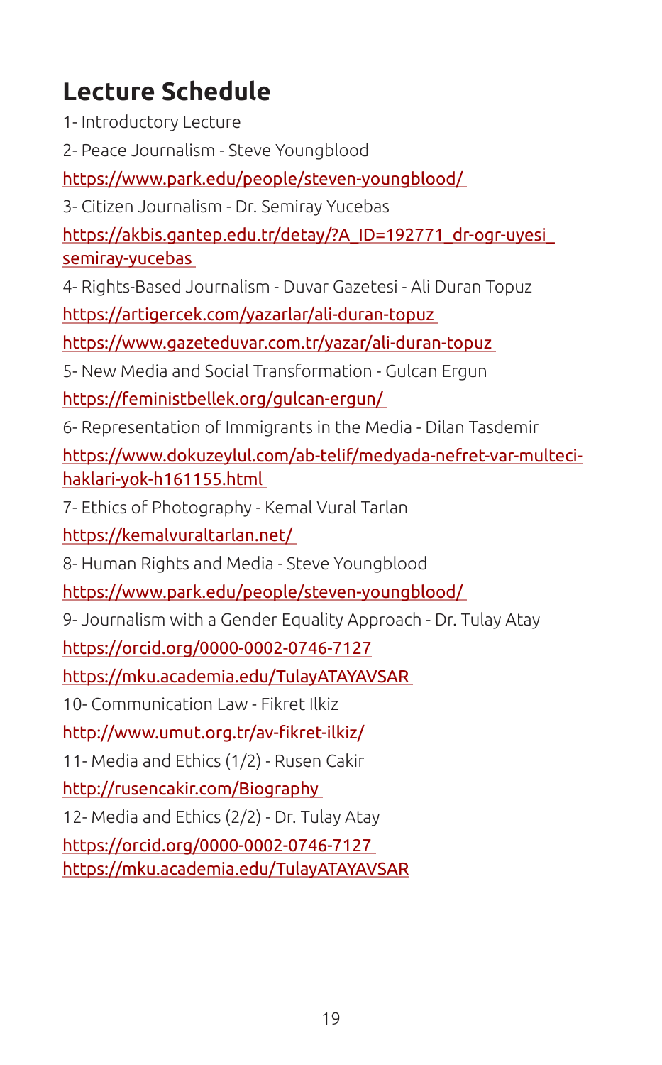## Lecture Schedule

1- Introductory Lecture

2- Peace Journalism - Steve Youngblood

https://www.park.edu/people/steven-youngblood/

3- Citizen Journalism - Dr. Semiray Yucebas

https://akbis.gantep.edu.tr/detay/?A_ID=192771_dr-ogr-uyesi_semiray-yucebas

4- Rights-Based Journalism - Duvar Gazetesi - Ali Duran Topuz

https://artigercek.com/yazarlar/ali-duran-topuz

https://www.gazeteduvar.com.tr/yazar/ali-duran-topuz

5- New Media and Social Transformation - Gulcan Ergun

https://feministbellek.org/gulcan-ergun/

6- Representation of Immigrants in the Media - Dilan Tasdemir

https://www.dokuzeylul.com/ab-telif/medyada-nefret-var-multeci-haklari-yok-h161155.html

7- Ethics of Photography - Kemal Vural Tarlan

https://kemalvuraltarlan.net/

8- Human Rights and Media - Steve Youngblood

https://www.park.edu/people/steven-youngblood/

9- Journalism with a Gender Equality Approach - Dr. Tulay Atay

https://orcid.org/0000-0002-0746-7127

https://mku.academia.edu/TulayATAYAVSAR

10- Communication Law - Fikret Ilkiz

http://www.umut.org.tr/av-fikret-ilkiz/

11- Media and Ethics (1/2) - Rusen Cakir

http://rusencakir.com/Biography

12- Media and Ethics (2/2) - Dr. Tulay Atay

https://orcid.org/0000-0002-0746-7127

https://mku.academia.edu/TulayATAYAVSAR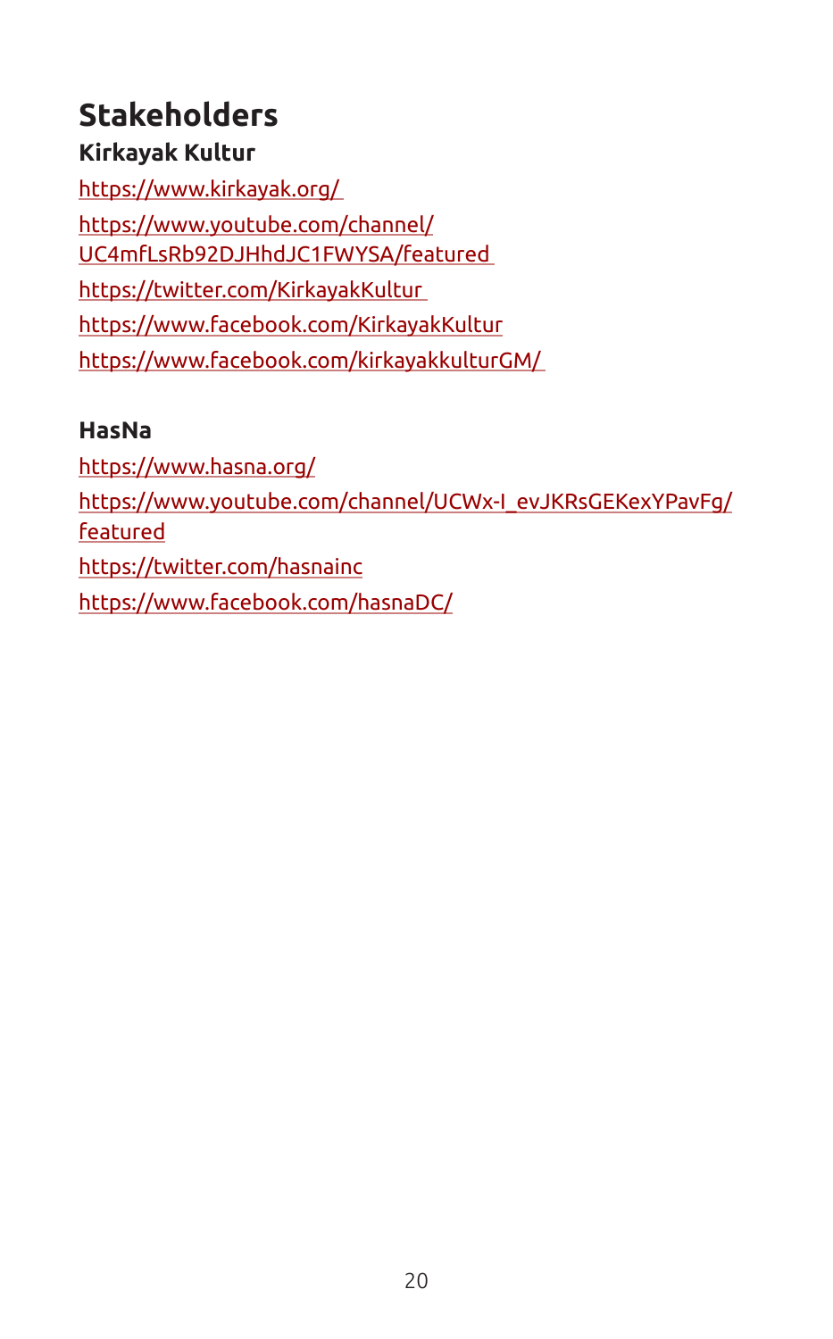# Stakeholders

**Kirkayak Kultur**

https://www.kirkayak.org/

https://www.youtube.com/channel/UC4mfLsRb92DJHhdJC1FWYSA/featured

https://twitter.com/KirkayakKultur

https://www.facebook.com/KirkayakKultur

https://www.facebook.com/kirkayakkulturGM/

**HasNa**

https://www.hasna.org/

https://www.youtube.com/channel/UCWx-I_evJKRsGEKexYPavFg/featured

https://twitter.com/hasnainc

https://www.facebook.com/hasnaDC/